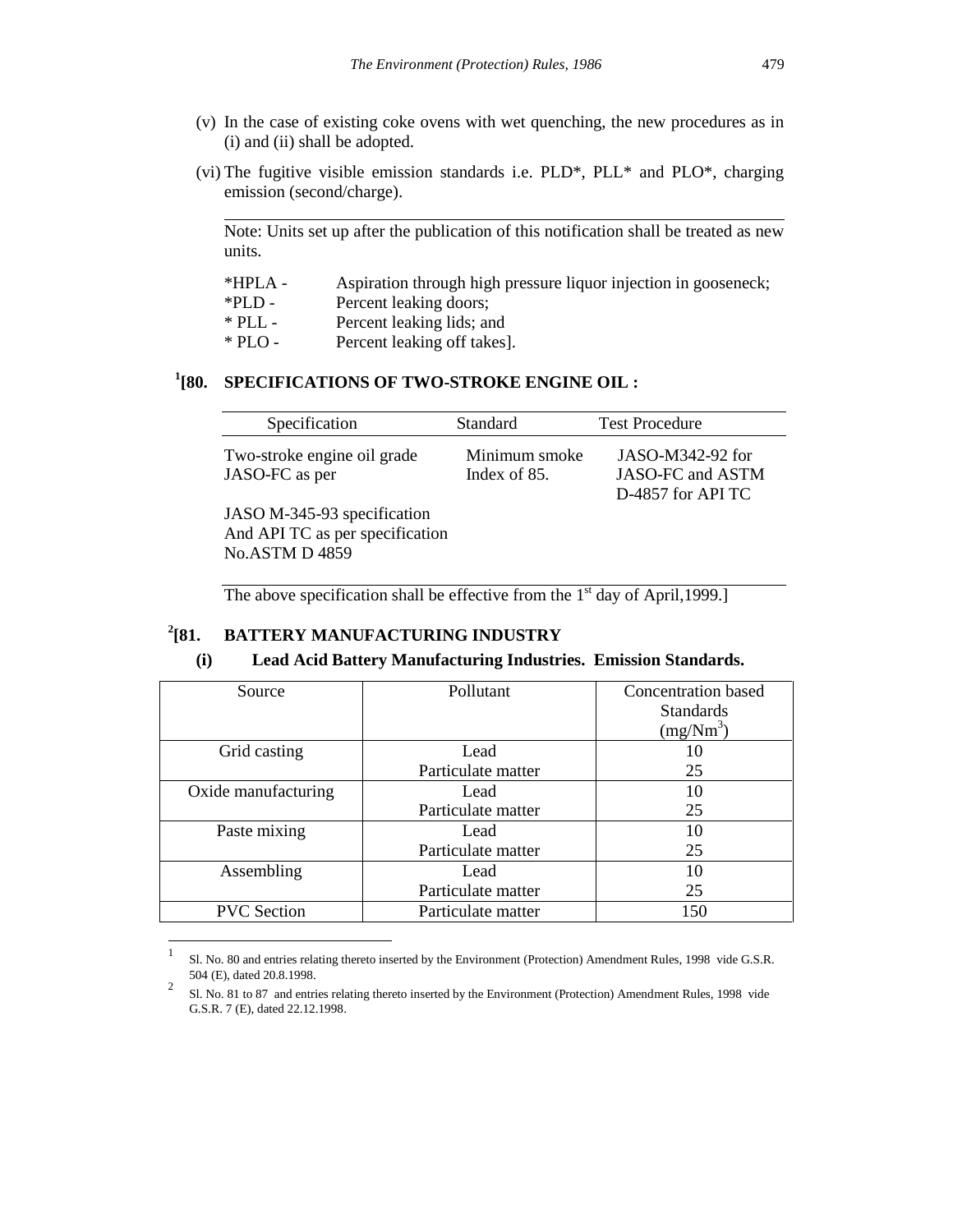(v) In the case of existing coke ovens with wet quenching, the new procedures as in (i) and (ii) shall be adopted.

(vi) The fugitive visible emission standards i.e. PLD*, PLL* and PLO*, charging emission (second/charge).

---

Note: Units set up after the publication of this notification shall be treated as new units.

*HPLA - Aspiration through high pressure liquor injection in gooseneck;
*PLD - Percent leaking doors;
* PLL - Percent leaking lids; and
* PLO - Percent leaking off takes].

## [1][80. SPECIFICATIONS OF TWO-STROKE ENGINE OIL :

| Specification | Standard | Test Procedure |
|---|---|---|
| Two-stroke engine oil grade JASO-FC as per JASO M-345-93 specification And API TC as per specification No.ASTM D 4859 | Minimum smoke Index of 85. | JASO-M342-92 for JASO-FC and ASTM D-4857 for API TC |

The above specification shall be effective from the 1st day of April,1999.]

## [2][81. BATTERY MANUFACTURING INDUSTRY

### (i) Lead Acid Battery Manufacturing Industries. Emission Standards.

| Source | Pollutant | Concentration based Standards (mg/Nm$^3$) |
|---|---|---|
| Grid casting | Lead | 10 |
| | Particulate matter | 25 |
| Oxide manufacturing | Lead | 10 |
| | Particulate matter | 25 |
| Paste mixing | Lead | 10 |
| | Particulate matter | 25 |
| Assembling | Lead | 10 |
| | Particulate matter | 25 |
| PVC Section | Particulate matter | 150 |

---

[1] Sl. No. 80 and entries relating thereto inserted by the Environment (Protection) Amendment Rules, 1998 vide G.S.R. 504 (E), dated 20.8.1998.

[2] Sl. No. 81 to 87 and entries relating thereto inserted by the Environment (Protection) Amendment Rules, 1998 vide G.S.R. 7 (E), dated 22.12.1998.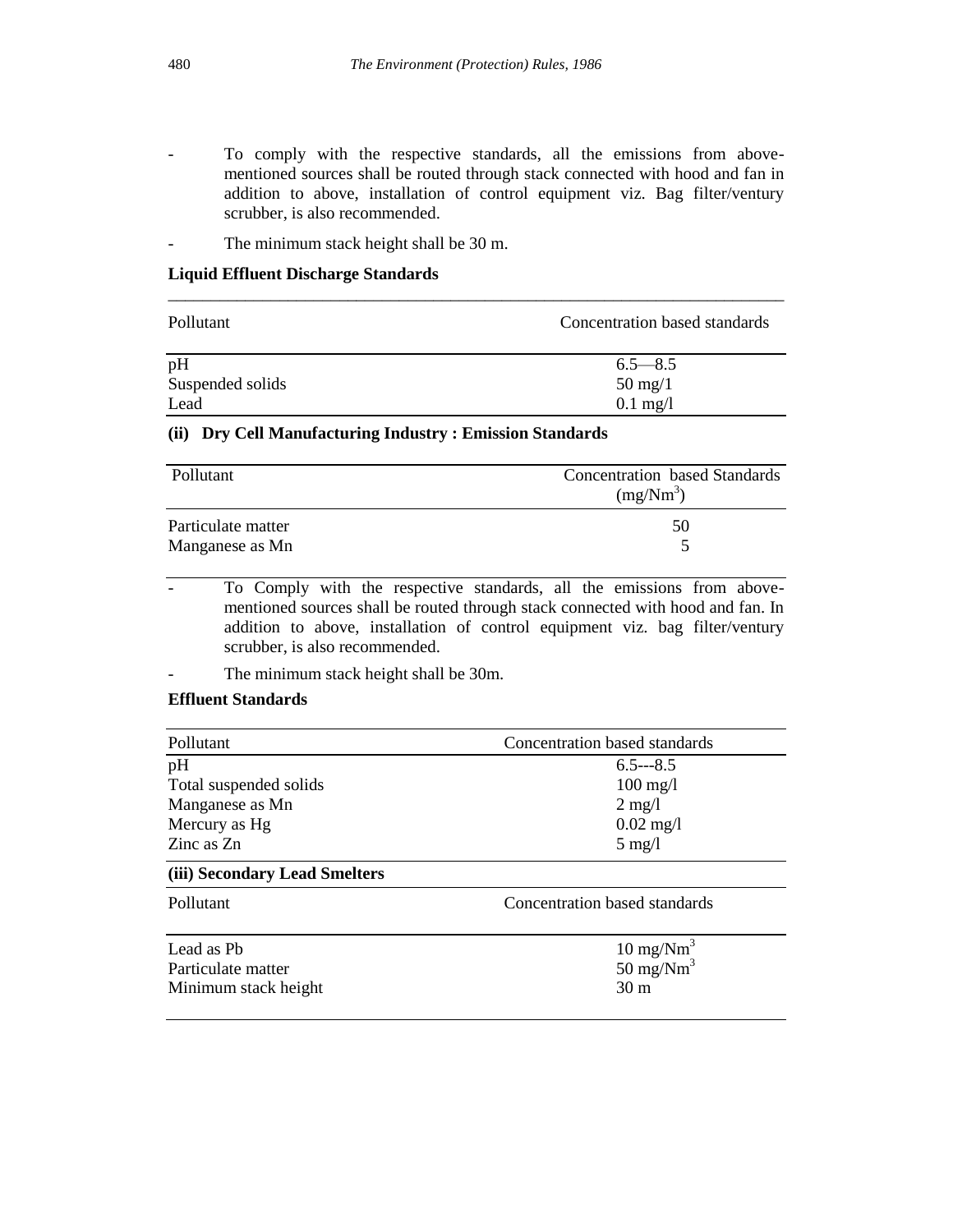- To comply with the respective standards, all the emissions from above-mentioned sources shall be routed through stack connected with hood and fan in addition to above, installation of control equipment viz. Bag filter/ventury scrubber, is also recommended.
- The minimum stack height shall be 30 m.

**Liquid Effluent Discharge Standards**

| Pollutant | Concentration based standards |
|---|---|
| pH | 6.5—8.5 |
| Suspended solids | 50 mg/1 |
| Lead | 0.1 mg/l |

**(ii) Dry Cell Manufacturing Industry : Emission Standards**

| Pollutant | Concentration based Standards ($mg/Nm^3$) |
|---|---|
| Particulate matter | 50 |
| Manganese as Mn | 5 |

- To Comply with the respective standards, all the emissions from above-mentioned sources shall be routed through stack connected with hood and fan. In addition to above, installation of control equipment viz. bag filter/ventury scrubber, is also recommended.
- The minimum stack height shall be 30m.

**Effluent Standards**

| Pollutant | Concentration based standards |
|---|---|
| pH | 6.5---8.5 |
| Total suspended solids | 100 mg/l |
| Manganese as Mn | 2 mg/l |
| Mercury as Hg | 0.02 mg/l |
| Zinc as Zn | 5 mg/l |

**(iii) Secondary Lead Smelters**

| Pollutant | Concentration based standards |
|---|---|
| Lead as Pb | 10 $mg/Nm^3$ |
| Particulate matter | 50 $mg/Nm^3$ |
| Minimum stack height | 30 m |